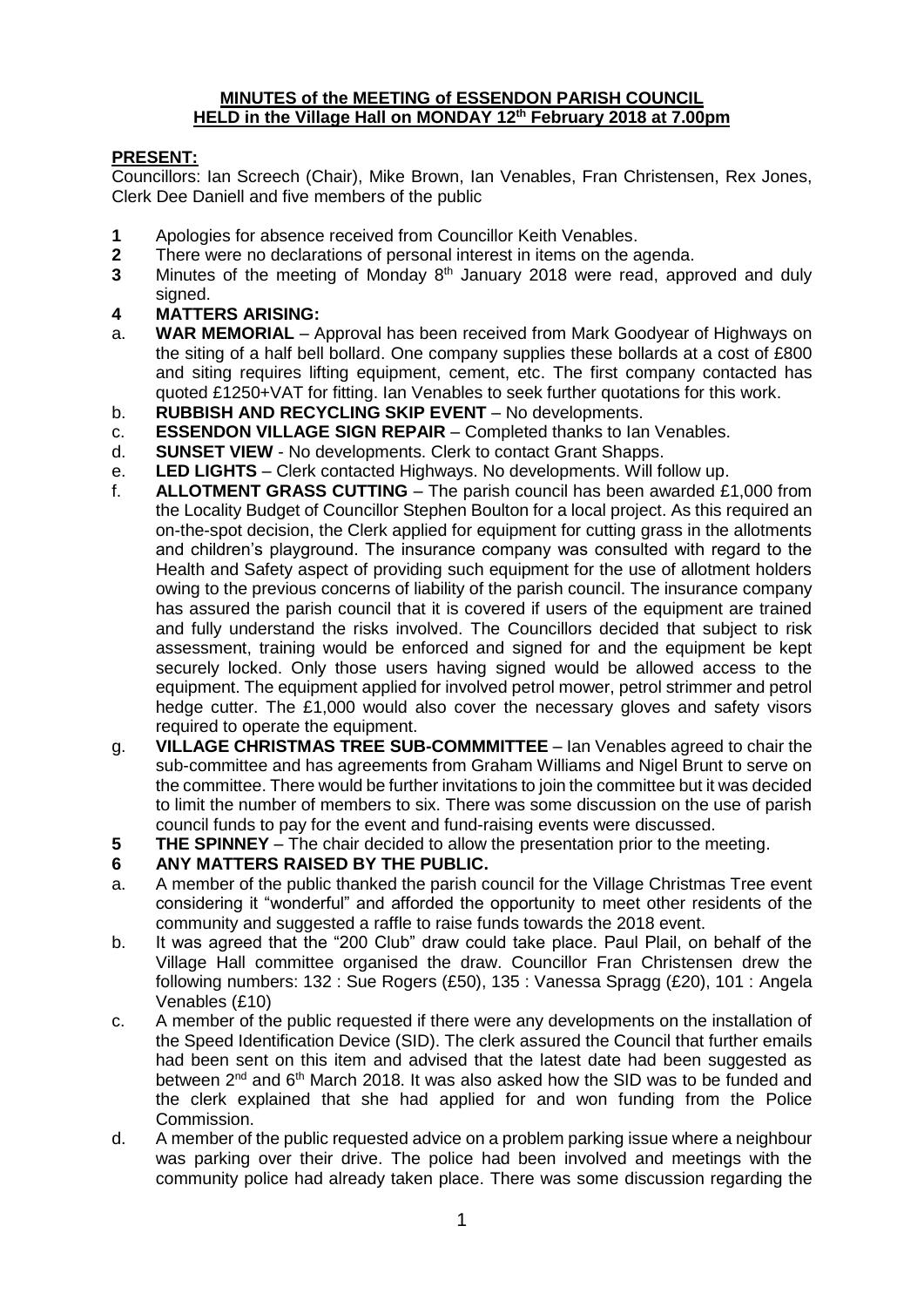**MINUTES of the MEETING of ESSENDON PARISH COUNCIL**
**HELD in the Village Hall on MONDAY 12th February 2018 at 7.00pm**

**PRESENT:**

Councillors: Ian Screech (Chair), Mike Brown, Ian Venables, Fran Christensen, Rex Jones, Clerk Dee Daniell and five members of the public

**1** Apologies for absence received from Councillor Keith Venables.

**2** There were no declarations of personal interest in items on the agenda.

**3** Minutes of the meeting of Monday 8th January 2018 were read, approved and duly signed.

**4 MATTERS ARISING:**

a. **WAR MEMORIAL** – Approval has been received from Mark Goodyear of Highways on the siting of a half bell bollard. One company supplies these bollards at a cost of £800 and siting requires lifting equipment, cement, etc. The first company contacted has quoted £1250+VAT for fitting. Ian Venables to seek further quotations for this work.

b. **RUBBISH AND RECYCLING SKIP EVENT** – No developments.

c. **ESSENDON VILLAGE SIGN REPAIR** – Completed thanks to Ian Venables.

d. **SUNSET VIEW** - No developments. Clerk to contact Grant Shapps.

e. **LED LIGHTS** – Clerk contacted Highways. No developments. Will follow up.

f. **ALLOTMENT GRASS CUTTING** – The parish council has been awarded £1,000 from the Locality Budget of Councillor Stephen Boulton for a local project. As this required an on-the-spot decision, the Clerk applied for equipment for cutting grass in the allotments and children's playground. The insurance company was consulted with regard to the Health and Safety aspect of providing such equipment for the use of allotment holders owing to the previous concerns of liability of the parish council. The insurance company has assured the parish council that it is covered if users of the equipment are trained and fully understand the risks involved. The Councillors decided that subject to risk assessment, training would be enforced and signed for and the equipment be kept securely locked. Only those users having signed would be allowed access to the equipment. The equipment applied for involved petrol mower, petrol strimmer and petrol hedge cutter. The £1,000 would also cover the necessary gloves and safety visors required to operate the equipment.

g. **VILLAGE CHRISTMAS TREE SUB-COMMMITTEE** – Ian Venables agreed to chair the sub-committee and has agreements from Graham Williams and Nigel Brunt to serve on the committee. There would be further invitations to join the committee but it was decided to limit the number of members to six. There was some discussion on the use of parish council funds to pay for the event and fund-raising events were discussed.

**5 THE SPINNEY** – The chair decided to allow the presentation prior to the meeting.

**6 ANY MATTERS RAISED BY THE PUBLIC.**

a. A member of the public thanked the parish council for the Village Christmas Tree event considering it "wonderful" and afforded the opportunity to meet other residents of the community and suggested a raffle to raise funds towards the 2018 event.

b. It was agreed that the "200 Club" draw could take place. Paul Plail, on behalf of the Village Hall committee organised the draw. Councillor Fran Christensen drew the following numbers: 132 : Sue Rogers (£50), 135 : Vanessa Spragg (£20), 101 : Angela Venables (£10)

c. A member of the public requested if there were any developments on the installation of the Speed Identification Device (SID). The clerk assured the Council that further emails had been sent on this item and advised that the latest date had been suggested as between 2nd and 6th March 2018. It was also asked how the SID was to be funded and the clerk explained that she had applied for and won funding from the Police Commission.

d. A member of the public requested advice on a problem parking issue where a neighbour was parking over their drive. The police had been involved and meetings with the community police had already taken place. There was some discussion regarding the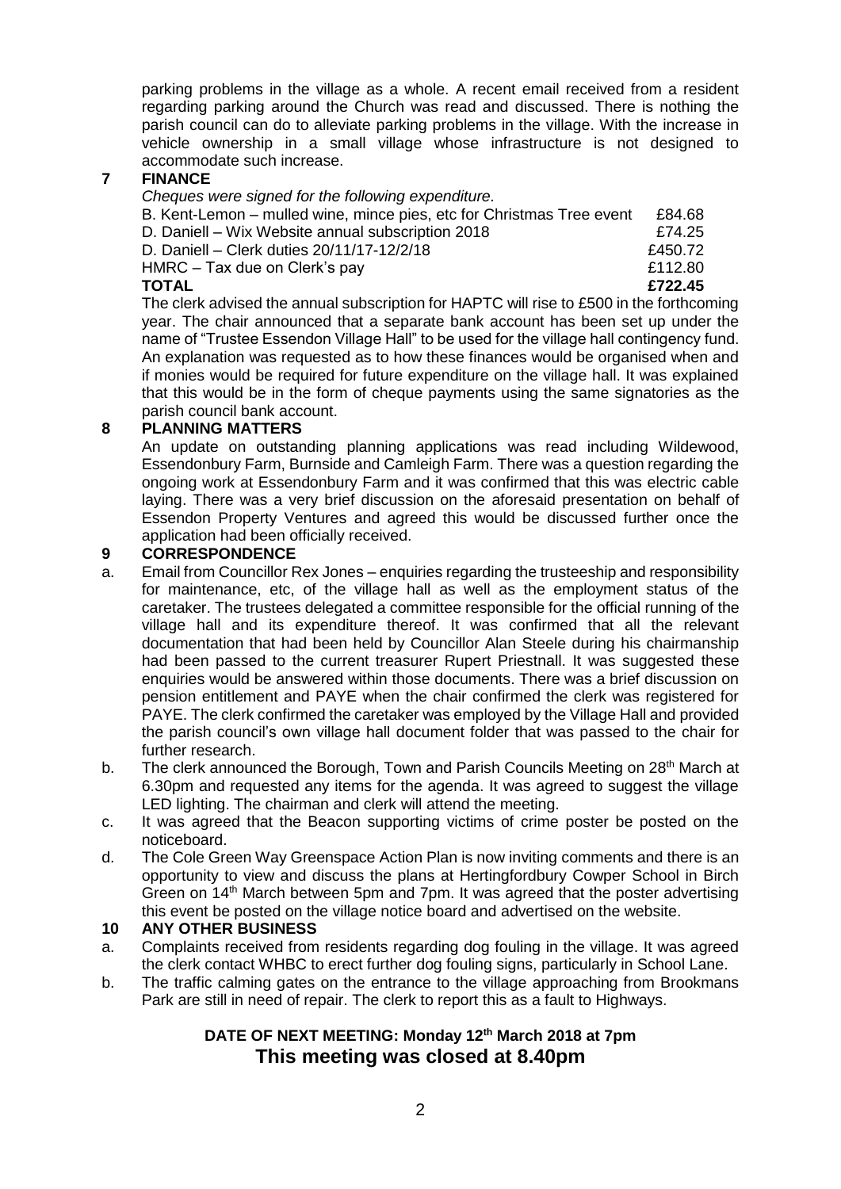parking problems in the village as a whole. A recent email received from a resident regarding parking around the Church was read and discussed. There is nothing the parish council can do to alleviate parking problems in the village. With the increase in vehicle ownership in a small village whose infrastructure is not designed to accommodate such increase.

## 7 FINANCE

*Cheques were signed for the following expenditure.*

| | |
|---|---|
| B. Kent-Lemon – mulled wine, mince pies, etc for Christmas Tree event | £84.68 |
| D. Daniell – Wix Website annual subscription 2018 | £74.25 |
| D. Daniell – Clerk duties 20/11/17-12/2/18 | £450.72 |
| HMRC – Tax due on Clerk's pay | £112.80 |
| **TOTAL** | **£722.45** |

The clerk advised the annual subscription for HAPTC will rise to £500 in the forthcoming year. The chair announced that a separate bank account has been set up under the name of "Trustee Essendon Village Hall" to be used for the village hall contingency fund. An explanation was requested as to how these finances would be organised when and if monies would be required for future expenditure on the village hall. It was explained that this would be in the form of cheque payments using the same signatories as the parish council bank account.

## 8 PLANNING MATTERS

An update on outstanding planning applications was read including Wildewood, Essendonbury Farm, Burnside and Camleigh Farm. There was a question regarding the ongoing work at Essendonbury Farm and it was confirmed that this was electric cable laying. There was a very brief discussion on the aforesaid presentation on behalf of Essendon Property Ventures and agreed this would be discussed further once the application had been officially received.

## 9 CORRESPONDENCE

a. Email from Councillor Rex Jones – enquiries regarding the trusteeship and responsibility for maintenance, etc, of the village hall as well as the employment status of the caretaker. The trustees delegated a committee responsible for the official running of the village hall and its expenditure thereof. It was confirmed that all the relevant documentation that had been held by Councillor Alan Steele during his chairmanship had been passed to the current treasurer Rupert Priestnall. It was suggested these enquiries would be answered within those documents. There was a brief discussion on pension entitlement and PAYE when the chair confirmed the clerk was registered for PAYE. The clerk confirmed the caretaker was employed by the Village Hall and provided the parish council's own village hall document folder that was passed to the chair for further research.

b. The clerk announced the Borough, Town and Parish Councils Meeting on 28th March at 6.30pm and requested any items for the agenda. It was agreed to suggest the village LED lighting. The chairman and clerk will attend the meeting.

c. It was agreed that the Beacon supporting victims of crime poster be posted on the noticeboard.

d. The Cole Green Way Greenspace Action Plan is now inviting comments and there is an opportunity to view and discuss the plans at Hertingfordbury Cowper School in Birch Green on 14th March between 5pm and 7pm. It was agreed that the poster advertising this event be posted on the village notice board and advertised on the website.

## 10 ANY OTHER BUSINESS

a. Complaints received from residents regarding dog fouling in the village. It was agreed the clerk contact WHBC to erect further dog fouling signs, particularly in School Lane.

b. The traffic calming gates on the entrance to the village approaching from Brookmans Park are still in need of repair. The clerk to report this as a fault to Highways.

**DATE OF NEXT MEETING: Monday 12th March 2018 at 7pm**

**This meeting was closed at 8.40pm**